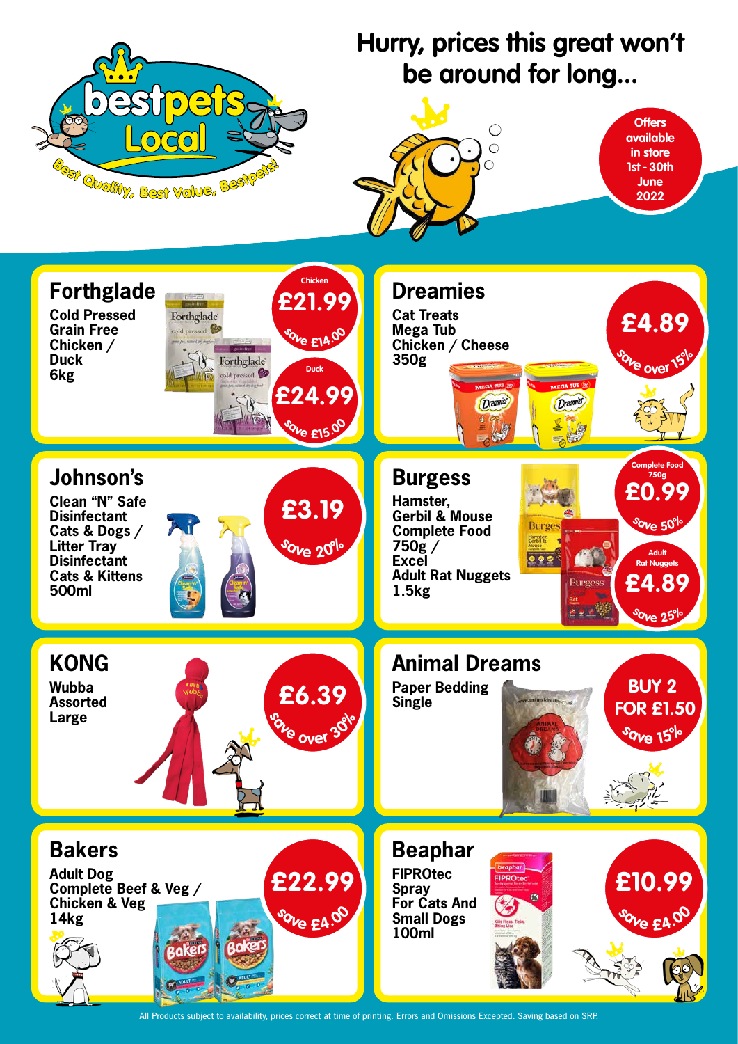# bestpets Local

*Best Quality, Best Value, Bestpets!*

## Hurry, prices this great won't be around for long...

**Offers available in store 1st - 30th June 2022**

### Forthglade

**Cold Pressed Grain Free Chicken / Duck 6kg**

Chicken **£21.99** Save £14.00

Duck **£24.99** Save £15.00

### Dreamies

**Cat Treats Mega Tub Chicken / Cheese 350g**

**£4.89** Save over 15%

### Johnson's

**Clean "N" Safe Disinfectant Cats & Dogs / Litter Tray Disinfectant Cats & Kittens 500ml**

**£3.19** Save 20%

### Burgess

**Hamster, Gerbil & Mouse Complete Food 750g / Excel Adult Rat Nuggets 1.5kg**

Complete Food 750g **£0.99** Save 50%

Adult Rat Nuggets **£4.89** Save 25%

### KONG

**Wubba Assorted Large**

**£6.39** Save over 30%

### Animal Dreams

**Paper Bedding Single**

**BUY 2 FOR £1.50** Save 15%

### Bakers

**Adult Dog Complete Beef & Veg / Chicken & Veg 14kg**

**£22.99** Save £4.00

### Beaphar

**FIPROtec Spray For Cats And Small Dogs 100ml**

**£10.99** Save £4.00

All Products subject to availability, prices correct at time of printing. Errors and Omissions Excepted. Saving based on SRP.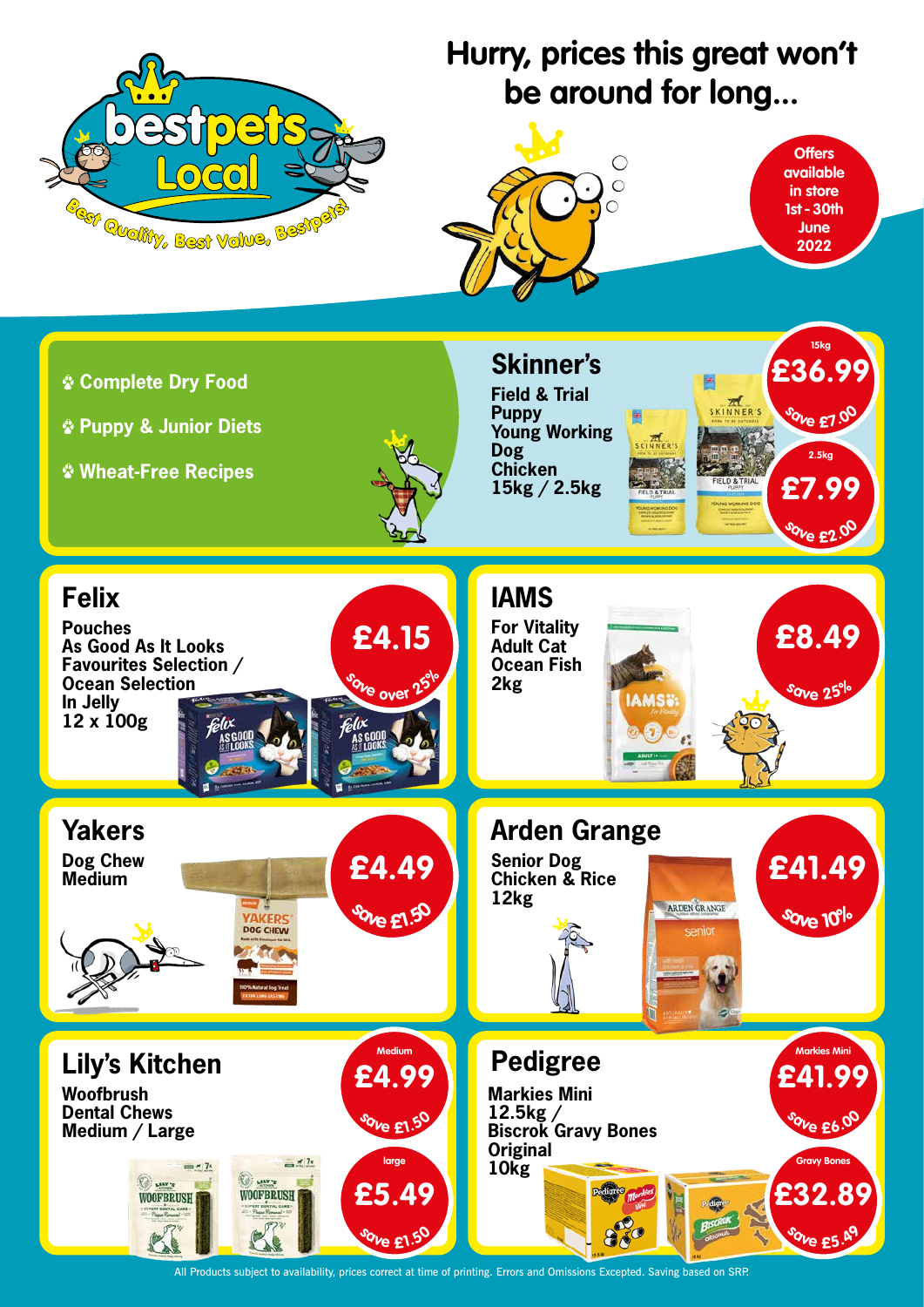# bestpets Local

Best Quality, Best Value, Bestpets!

## Hurry, prices this great won't be around for long...

Offers available in store 1st - 30th June 2022

- Complete Dry Food
- Puppy & Junior Diets
- Wheat-Free Recipes

## Skinner's

**Field & Trial Puppy Young Working Dog Chicken 15kg / 2.5kg**

15kg **£36.99** Save £7.00

2.5kg **£7.99** Save £2.00

## Felix

**Pouches As Good As It Looks Favourites Selection / Ocean Selection In Jelly 12 x 100g**

**£4.15** Save over 25%

## IAMS

**For Vitality Adult Cat Ocean Fish 2kg**

**£8.49** Save 25%

## Yakers

**Dog Chew Medium**

**£4.49** Save £1.50

## Arden Grange

**Senior Dog Chicken & Rice 12kg**

**£41.49** Save 10%

## Lily's Kitchen

**Woofbrush Dental Chews Medium / Large**

Medium **£4.99** Save £1.50

large **£5.49** Save £1.50

## Pedigree

**Markies Mini 12.5kg / Biscrok Gravy Bones Original 10kg**

Markies Mini **£41.99** Save £6.00

Gravy Bones **£32.89** Save £5.49

All Products subject to availability, prices correct at time of printing. Errors and Omissions Excepted. Saving based on SRP.